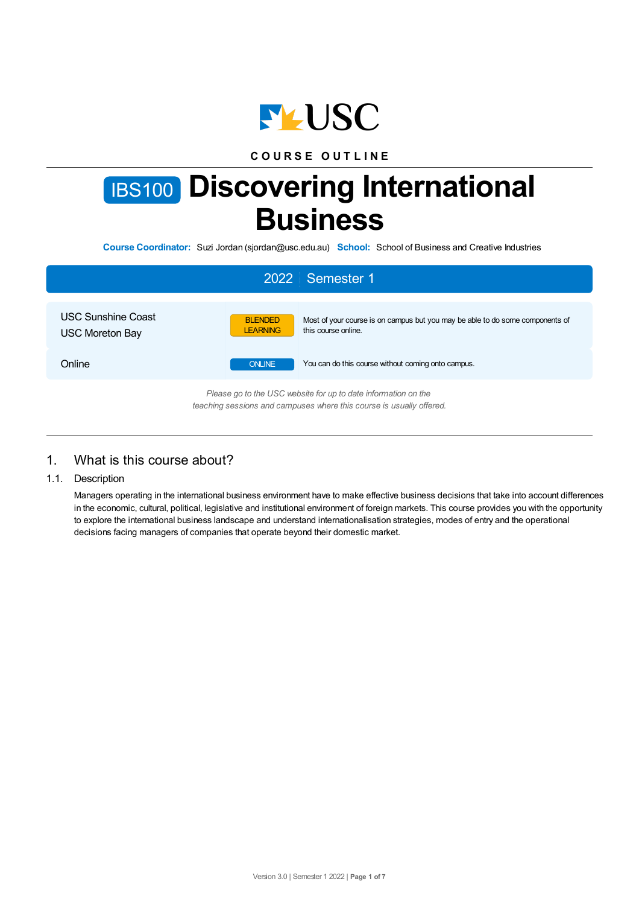USC

COURSE OUTLINE

# IBS100 Discovering International Business

**Course Coordinator:** Suzi Jordan (sjordan@usc.edu.au) **School:** School of Business and Creative Industries

## 2022 Semester 1

| | | |
|---|---|---|
| USC Sunshine Coast<br>USC Moreton Bay | BLENDED LEARNING | Most of your course is on campus but you may be able to do some components of this course online. |
| Online | ONLINE | You can do this course without coming onto campus. |

*Please go to the USC website for up to date information on the teaching sessions and campuses where this course is usually offered.*

## 1. What is this course about?

### 1.1. Description

Managers operating in the international business environment have to make effective business decisions that take into account differences in the economic, cultural, political, legislative and institutional environment of foreign markets. This course provides you with the opportunity to explore the international business landscape and understand internationalisation strategies, modes of entry and the operational decisions facing managers of companies that operate beyond their domestic market.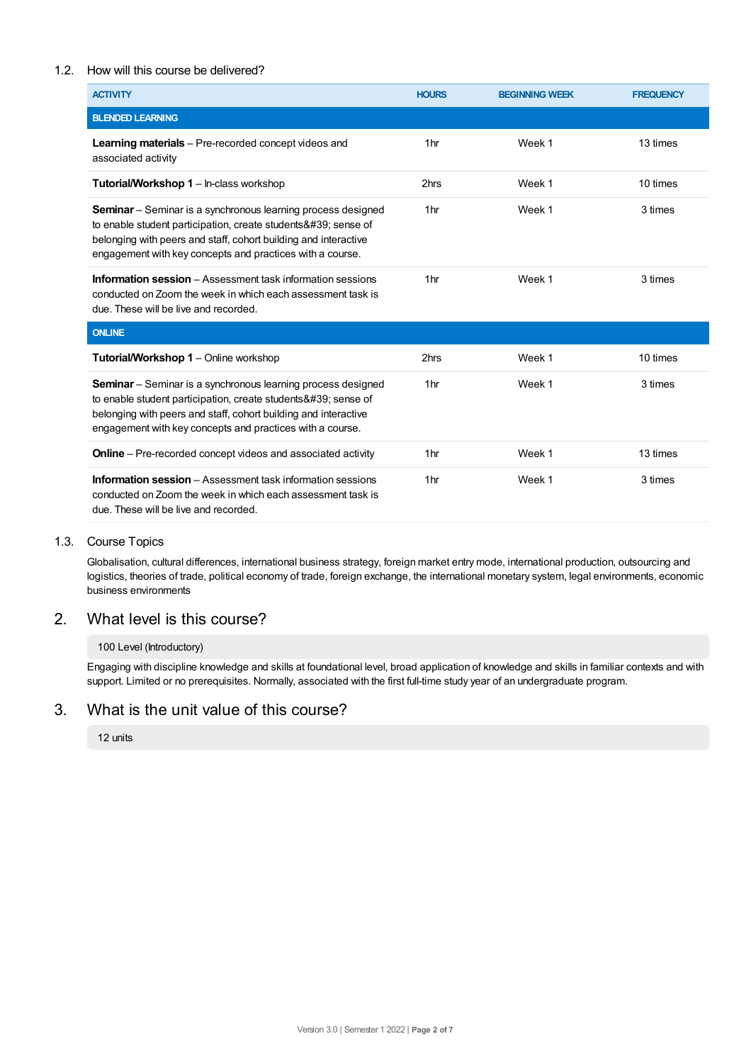### 1.2. How will this course be delivered?

| ACTIVITY | HOURS | BEGINNING WEEK | FREQUENCY |
| --- | --- | --- | --- |
| **BLENDED LEARNING** | | | |
| **Learning materials** – Pre-recorded concept videos and associated activity | 1hr | Week 1 | 13 times |
| **Tutorial/Workshop 1** – In-class workshop | 2hrs | Week 1 | 10 times |
| **Seminar** – Seminar is a synchronous learning process designed to enable student participation, create students&#39; sense of belonging with peers and staff, cohort building and interactive engagement with key concepts and practices with a course. | 1hr | Week 1 | 3 times |
| **Information session** – Assessment task information sessions conducted on Zoom the week in which each assessment task is due. These will be live and recorded. | 1hr | Week 1 | 3 times |
| **ONLINE** | | | |
| **Tutorial/Workshop 1** – Online workshop | 2hrs | Week 1 | 10 times |
| **Seminar** – Seminar is a synchronous learning process designed to enable student participation, create students&#39; sense of belonging with peers and staff, cohort building and interactive engagement with key concepts and practices with a course. | 1hr | Week 1 | 3 times |
| **Online** – Pre-recorded concept videos and associated activity | 1hr | Week 1 | 13 times |
| **Information session** – Assessment task information sessions conducted on Zoom the week in which each assessment task is due. These will be live and recorded. | 1hr | Week 1 | 3 times |

### 1.3. Course Topics

Globalisation, cultural differences, international business strategy, foreign market entry mode, international production, outsourcing and logistics, theories of trade, political economy of trade, foreign exchange, the international monetary system, legal environments, economic business environments

## 2. What level is this course?

100 Level (Introductory)

Engaging with discipline knowledge and skills at foundational level, broad application of knowledge and skills in familiar contexts and with support. Limited or no prerequisites. Normally, associated with the first full-time study year of an undergraduate program.

## 3. What is the unit value of this course?

12 units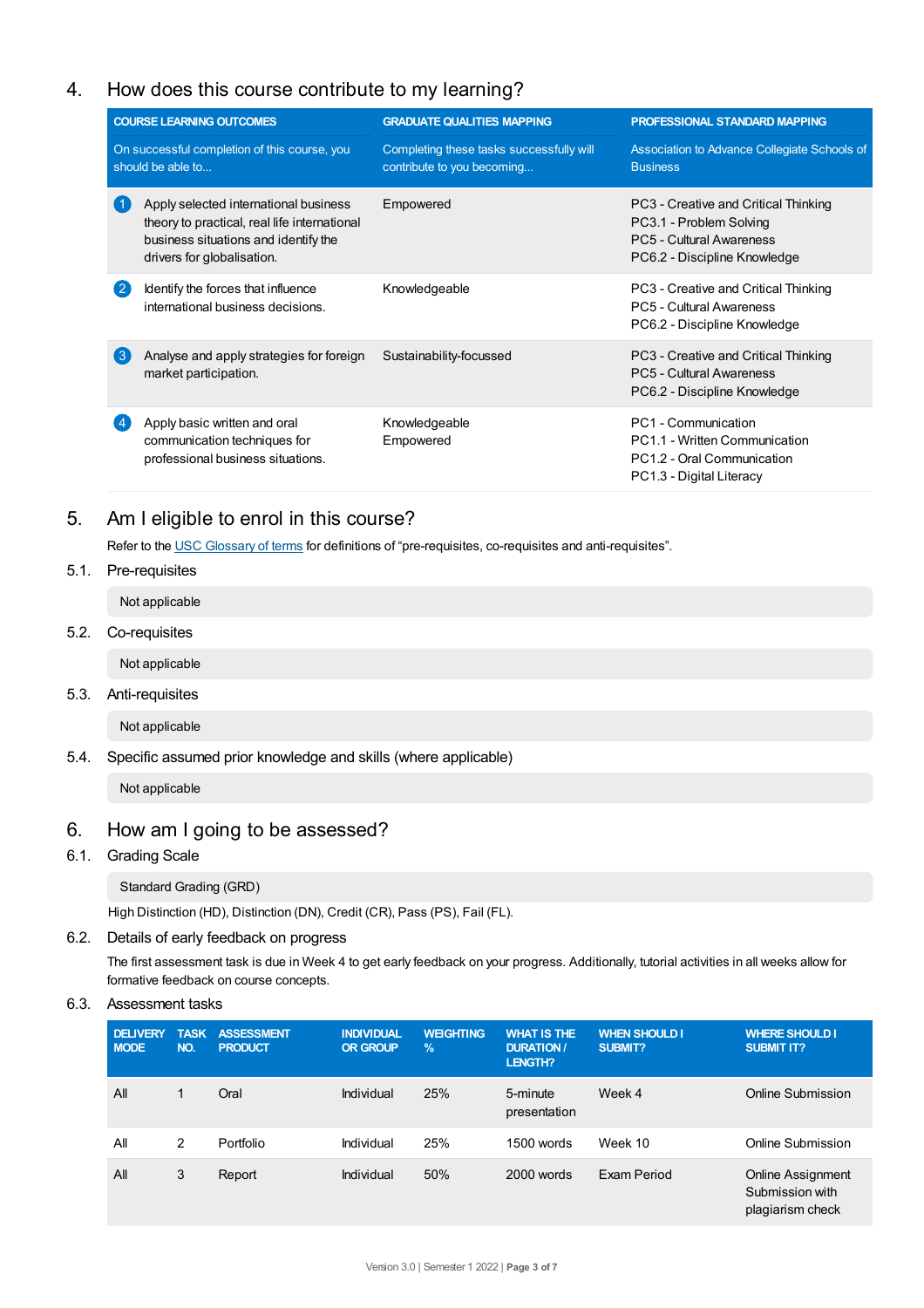## 4. How does this course contribute to my learning?

| COURSE LEARNING OUTCOMES<br>On successful completion of this course, you should be able to... | GRADUATE QUALITIES MAPPING<br>Completing these tasks successfully will contribute to you becoming... | PROFESSIONAL STANDARD MAPPING<br>Association to Advance Collegiate Schools of Business |
|---|---|---|
| 1 Apply selected international business theory to practical, real life international business situations and identify the drivers for globalisation. | Empowered | PC3 - Creative and Critical Thinking<br>PC3.1 - Problem Solving<br>PC5 - Cultural Awareness<br>PC6.2 - Discipline Knowledge |
| 2 Identify the forces that influence international business decisions. | Knowledgeable | PC3 - Creative and Critical Thinking<br>PC5 - Cultural Awareness<br>PC6.2 - Discipline Knowledge |
| 3 Analyse and apply strategies for foreign market participation. | Sustainability-focussed | PC3 - Creative and Critical Thinking<br>PC5 - Cultural Awareness<br>PC6.2 - Discipline Knowledge |
| 4 Apply basic written and oral communication techniques for professional business situations. | Knowledgeable<br>Empowered | PC1 - Communication<br>PC1.1 - Written Communication<br>PC1.2 - Oral Communication<br>PC1.3 - Digital Literacy |

## 5. Am I eligible to enrol in this course?

Refer to the USC Glossary of terms for definitions of “pre-requisites, co-requisites and anti-requisites”.

### 5.1. Pre-requisites

Not applicable

### 5.2. Co-requisites

Not applicable

### 5.3. Anti-requisites

Not applicable

### 5.4. Specific assumed prior knowledge and skills (where applicable)

Not applicable

## 6. How am I going to be assessed?

### 6.1. Grading Scale

Standard Grading (GRD)

High Distinction (HD), Distinction (DN), Credit (CR), Pass (PS), Fail (FL).

### 6.2. Details of early feedback on progress

The first assessment task is due in Week 4 to get early feedback on your progress. Additionally, tutorial activities in all weeks allow for formative feedback on course concepts.

### 6.3. Assessment tasks

| DELIVERY MODE | TASK NO. | ASSESSMENT PRODUCT | INDIVIDUAL OR GROUP | WEIGHTING % | WHAT IS THE DURATION / LENGTH? | WHEN SHOULD I SUBMIT? | WHERE SHOULD I SUBMIT IT? |
|---|---|---|---|---|---|---|---|
| All | 1 | Oral | Individual | 25% | 5-minute presentation | Week 4 | Online Submission |
| All | 2 | Portfolio | Individual | 25% | 1500 words | Week 10 | Online Submission |
| All | 3 | Report | Individual | 50% | 2000 words | Exam Period | Online Assignment Submission with plagiarism check |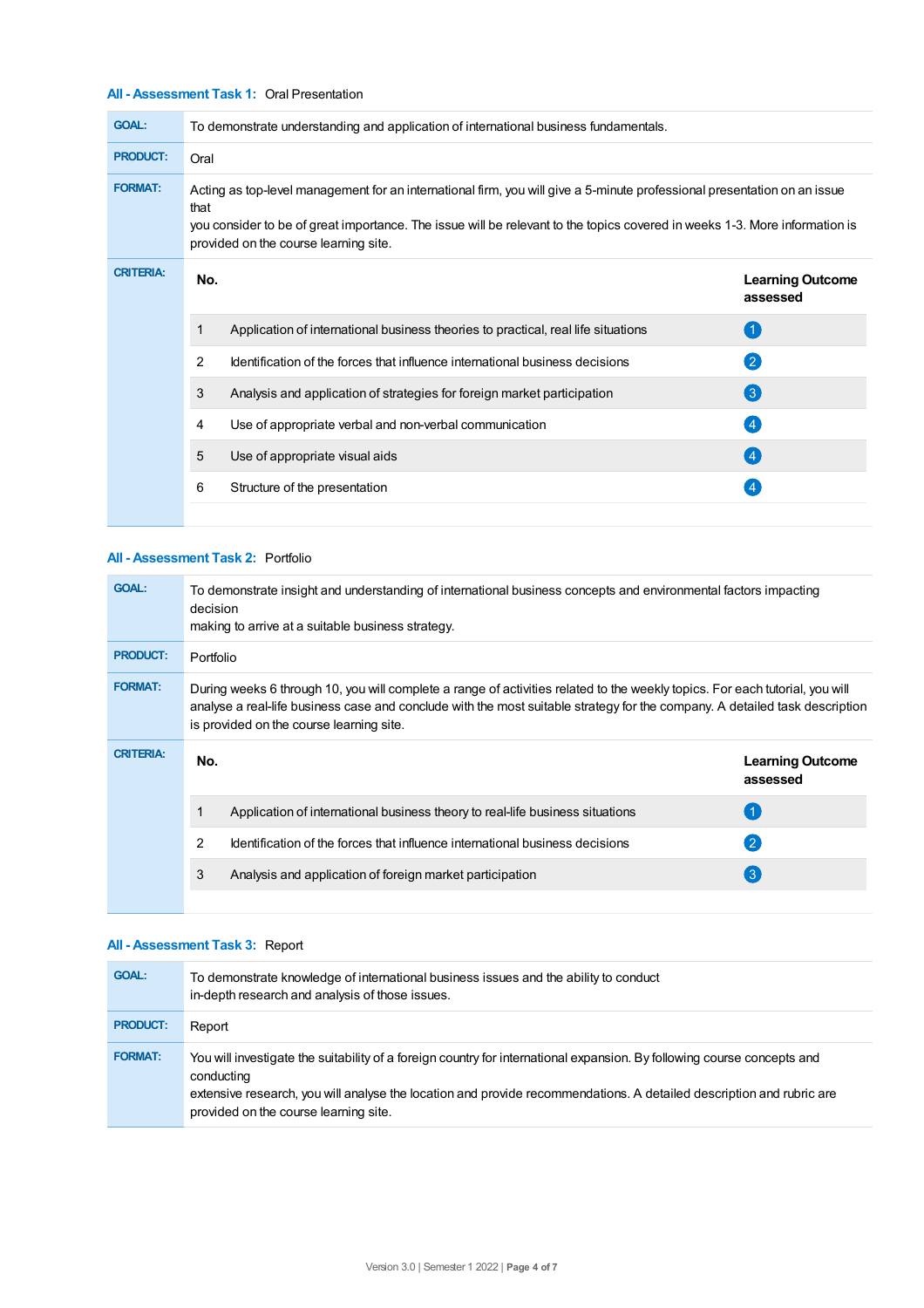### All - Assessment Task 1: Oral Presentation

**GOAL:** To demonstrate understanding and application of international business fundamentals.

**PRODUCT:** Oral

**FORMAT:** Acting as top-level management for an international firm, you will give a 5-minute professional presentation on an issue that you consider to be of great importance. The issue will be relevant to the topics covered in weeks 1-3. More information is provided on the course learning site.

**CRITERIA:**

| No. | | Learning Outcome assessed |
|---|---|---|
| 1 | Application of international business theories to practical, real life situations | 1 |
| 2 | Identification of the forces that influence international business decisions | 2 |
| 3 | Analysis and application of strategies for foreign market participation | 3 |
| 4 | Use of appropriate verbal and non-verbal communication | 4 |
| 5 | Use of appropriate visual aids | 4 |
| 6 | Structure of the presentation | 4 |

### All - Assessment Task 2: Portfolio

**GOAL:** To demonstrate insight and understanding of international business concepts and environmental factors impacting decision making to arrive at a suitable business strategy.

**PRODUCT:** Portfolio

**FORMAT:** During weeks 6 through 10, you will complete a range of activities related to the weekly topics. For each tutorial, you will analyse a real-life business case and conclude with the most suitable strategy for the company. A detailed task description is provided on the course learning site.

**CRITERIA:**

| No. | | Learning Outcome assessed |
|---|---|---|
| 1 | Application of international business theory to real-life business situations | 1 |
| 2 | Identification of the forces that influence international business decisions | 2 |
| 3 | Analysis and application of foreign market participation | 3 |

### All - Assessment Task 3: Report

**GOAL:** To demonstrate knowledge of international business issues and the ability to conduct in-depth research and analysis of those issues.

**PRODUCT:** Report

**FORMAT:** You will investigate the suitability of a foreign country for international expansion. By following course concepts and conducting extensive research, you will analyse the location and provide recommendations. A detailed description and rubric are provided on the course learning site.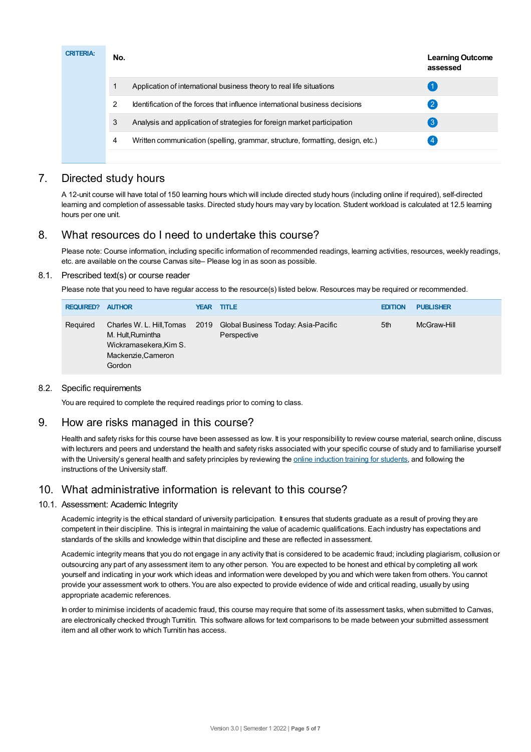**CRITERIA:**

| No. | | Learning Outcome assessed |
|---|---|---|
| 1 | Application of international business theory to real life situations | 1 |
| 2 | Identification of the forces that influence international business decisions | 2 |
| 3 | Analysis and application of strategies for foreign market participation | 3 |
| 4 | Written communication (spelling, grammar, structure, formatting, design, etc.) | 4 |

## 7. Directed study hours

A 12-unit course will have total of 150 learning hours which will include directed study hours (including online if required), self-directed learning and completion of assessable tasks. Directed study hours may vary by location. Student workload is calculated at 12.5 learning hours per one unit.

## 8. What resources do I need to undertake this course?

Please note: Course information, including specific information of recommended readings, learning activities, resources, weekly readings, etc. are available on the course Canvas site– Please log in as soon as possible.

### 8.1. Prescribed text(s) or course reader

Please note that you need to have regular access to the resource(s) listed below. Resources may be required or recommended.

| REQUIRED? | AUTHOR | YEAR | TITLE | EDITION | PUBLISHER |
|---|---|---|---|---|---|
| Required | Charles W. L. Hill,Tomas M. Hult,Rumintha Wickramasekera,Kim S. Mackenzie,Cameron Gordon | 2019 | Global Business Today: Asia-Pacific Perspective | 5th | McGraw-Hill |

### 8.2. Specific requirements

You are required to complete the required readings prior to coming to class.

## 9. How are risks managed in this course?

Health and safety risks for this course have been assessed as low. It is your responsibility to review course material, search online, discuss with lecturers and peers and understand the health and safety risks associated with your specific course of study and to familiarise yourself with the University's general health and safety principles by reviewing the online induction training for students, and following the instructions of the University staff.

## 10. What administrative information is relevant to this course?

### 10.1. Assessment: Academic Integrity

Academic integrity is the ethical standard of university participation. It ensures that students graduate as a result of proving they are competent in their discipline. This is integral in maintaining the value of academic qualifications. Each industry has expectations and standards of the skills and knowledge within that discipline and these are reflected in assessment.

Academic integrity means that you do not engage in any activity that is considered to be academic fraud; including plagiarism, collusion or outsourcing any part of any assessment item to any other person. You are expected to be honest and ethical by completing all work yourself and indicating in your work which ideas and information were developed by you and which were taken from others. You cannot provide your assessment work to others. You are also expected to provide evidence of wide and critical reading, usually by using appropriate academic references.

In order to minimise incidents of academic fraud, this course may require that some of its assessment tasks, when submitted to Canvas, are electronically checked through Turnitin. This software allows for text comparisons to be made between your submitted assessment item and all other work to which Turnitin has access.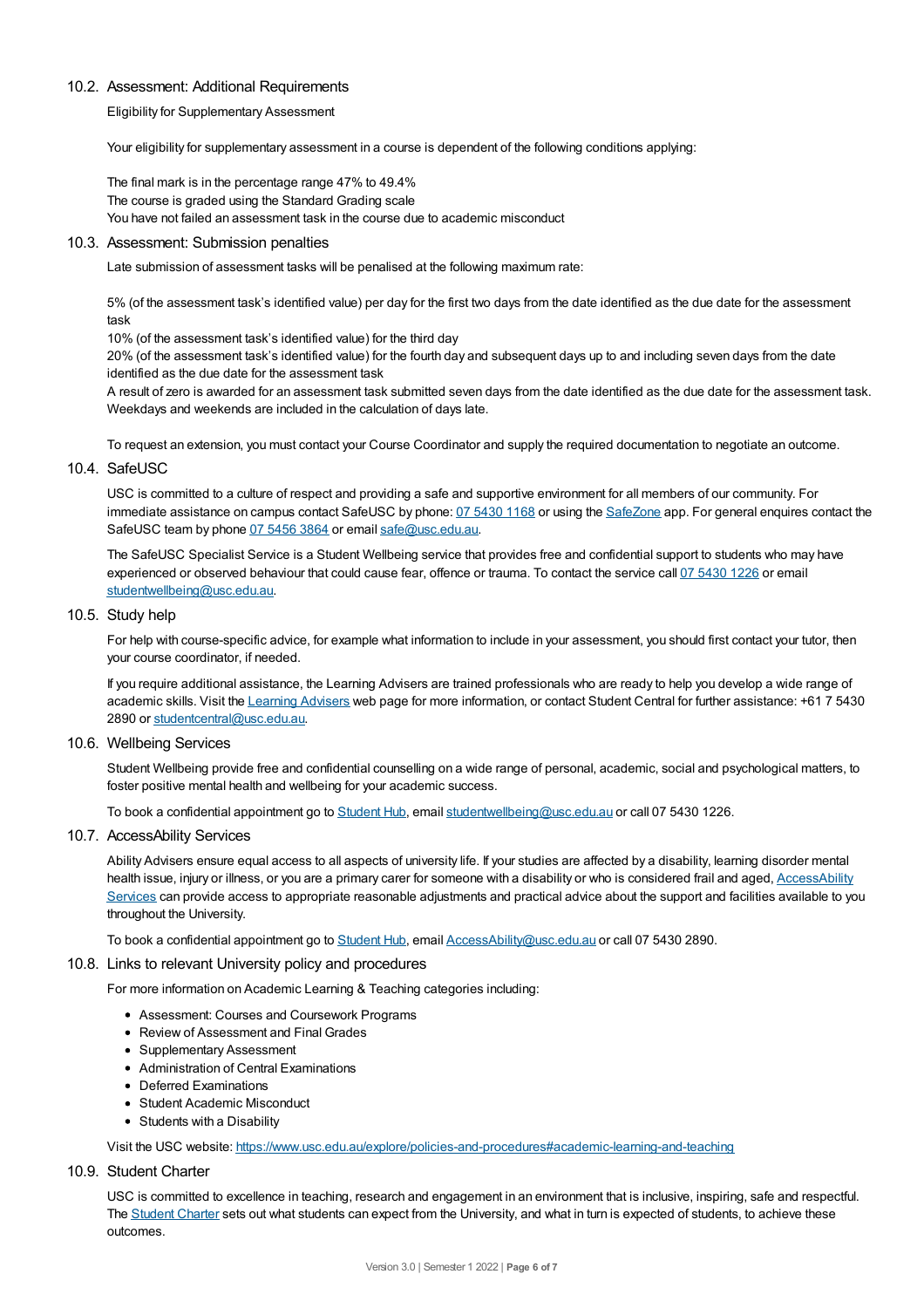### 10.2. Assessment: Additional Requirements

Eligibility for Supplementary Assessment

Your eligibility for supplementary assessment in a course is dependent of the following conditions applying:

The final mark is in the percentage range 47% to 49.4%
The course is graded using the Standard Grading scale
You have not failed an assessment task in the course due to academic misconduct

### 10.3. Assessment: Submission penalties

Late submission of assessment tasks will be penalised at the following maximum rate:

5% (of the assessment task's identified value) per day for the first two days from the date identified as the due date for the assessment task
10% (of the assessment task's identified value) for the third day
20% (of the assessment task's identified value) for the fourth day and subsequent days up to and including seven days from the date identified as the due date for the assessment task
A result of zero is awarded for an assessment task submitted seven days from the date identified as the due date for the assessment task. Weekdays and weekends are included in the calculation of days late.

To request an extension, you must contact your Course Coordinator and supply the required documentation to negotiate an outcome.

### 10.4. SafeUSC

USC is committed to a culture of respect and providing a safe and supportive environment for all members of our community. For immediate assistance on campus contact SafeUSC by phone: 07 5430 1168 or using the SafeZone app. For general enquires contact the SafeUSC team by phone 07 5456 3864 or email safe@usc.edu.au.

The SafeUSC Specialist Service is a Student Wellbeing service that provides free and confidential support to students who may have experienced or observed behaviour that could cause fear, offence or trauma. To contact the service call 07 5430 1226 or email studentwellbeing@usc.edu.au.

### 10.5. Study help

For help with course-specific advice, for example what information to include in your assessment, you should first contact your tutor, then your course coordinator, if needed.

If you require additional assistance, the Learning Advisers are trained professionals who are ready to help you develop a wide range of academic skills. Visit the Learning Advisers web page for more information, or contact Student Central for further assistance: +61 7 5430 2890 or studentcentral@usc.edu.au.

### 10.6. Wellbeing Services

Student Wellbeing provide free and confidential counselling on a wide range of personal, academic, social and psychological matters, to foster positive mental health and wellbeing for your academic success.

To book a confidential appointment go to Student Hub, email studentwellbeing@usc.edu.au or call 07 5430 1226.

### 10.7. AccessAbility Services

Ability Advisers ensure equal access to all aspects of university life. If your studies are affected by a disability, learning disorder mental health issue, injury or illness, or you are a primary carer for someone with a disability or who is considered frail and aged, AccessAbility Services can provide access to appropriate reasonable adjustments and practical advice about the support and facilities available to you throughout the University.

To book a confidential appointment go to Student Hub, email AccessAbility@usc.edu.au or call 07 5430 2890.

### 10.8. Links to relevant University policy and procedures

For more information on Academic Learning & Teaching categories including:

- Assessment: Courses and Coursework Programs
- Review of Assessment and Final Grades
- Supplementary Assessment
- Administration of Central Examinations
- Deferred Examinations
- Student Academic Misconduct
- Students with a Disability

Visit the USC website: https://www.usc.edu.au/explore/policies-and-procedures#academic-learning-and-teaching

### 10.9. Student Charter

USC is committed to excellence in teaching, research and engagement in an environment that is inclusive, inspiring, safe and respectful. The Student Charter sets out what students can expect from the University, and what in turn is expected of students, to achieve these outcomes.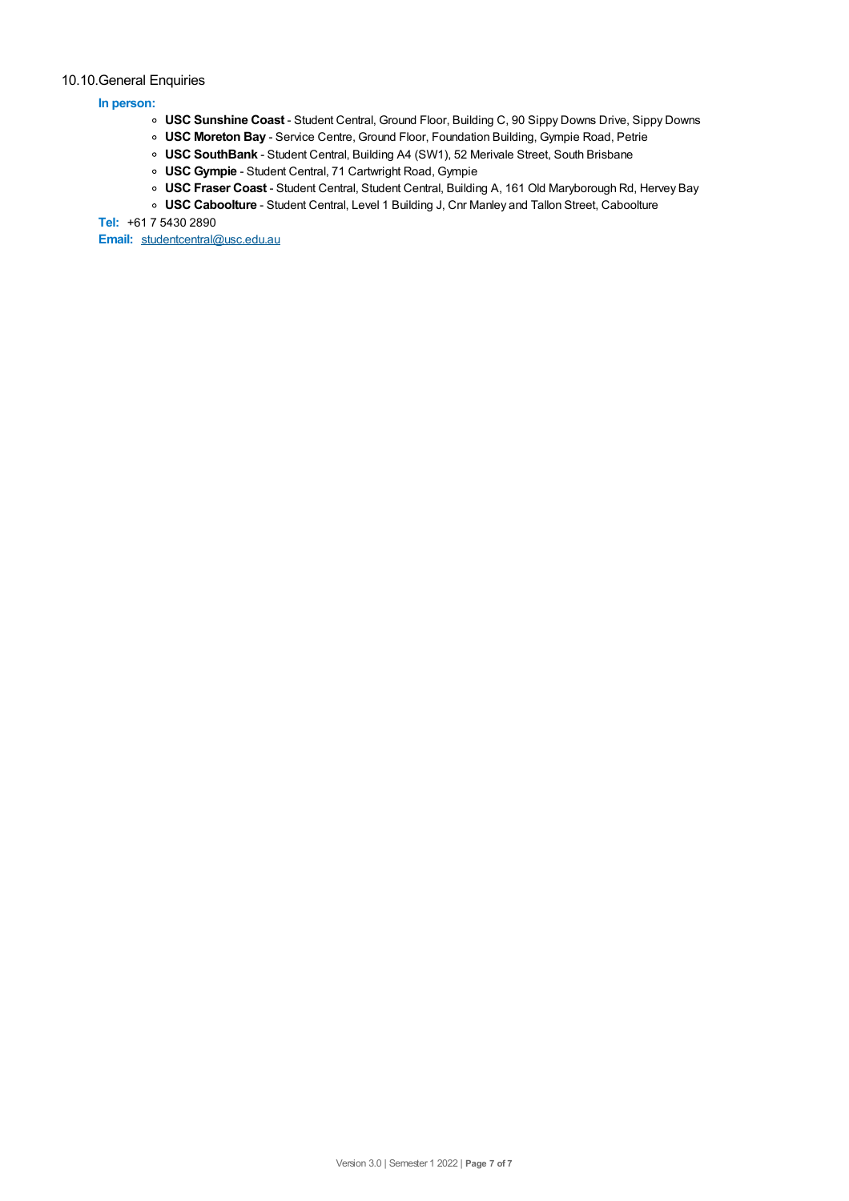### 10.10. General Enquiries

**In person:**

- **USC Sunshine Coast** - Student Central, Ground Floor, Building C, 90 Sippy Downs Drive, Sippy Downs
- **USC Moreton Bay** - Service Centre, Ground Floor, Foundation Building, Gympie Road, Petrie
- **USC SouthBank** - Student Central, Building A4 (SW1), 52 Merivale Street, South Brisbane
- **USC Gympie** - Student Central, 71 Cartwright Road, Gympie
- **USC Fraser Coast** - Student Central, Student Central, Building A, 161 Old Maryborough Rd, Hervey Bay
- **USC Caboolture** - Student Central, Level 1 Building J, Cnr Manley and Tallon Street, Caboolture

**Tel:** +61 7 5430 2890

**Email:** studentcentral@usc.edu.au